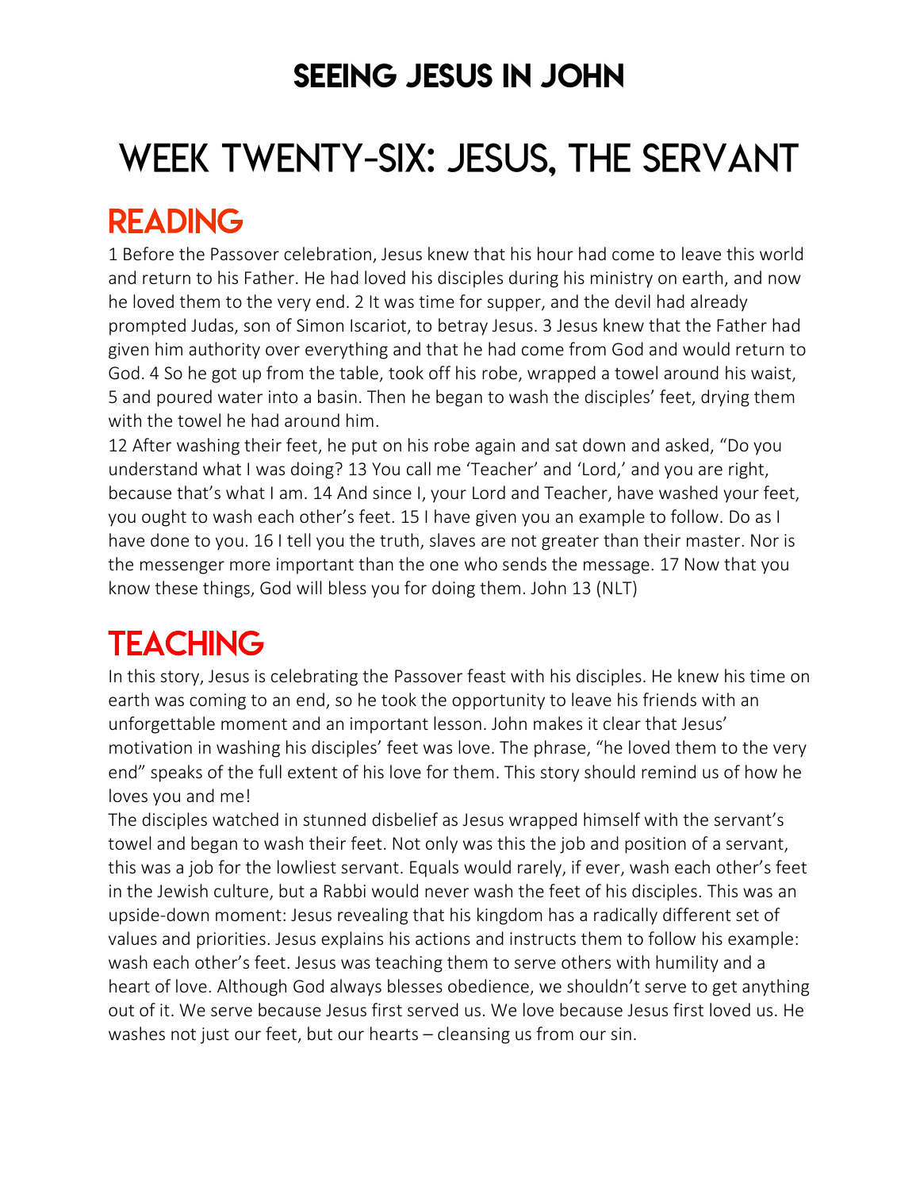# SEEING JESUS IN JOHN

# WEEK TWENTY-SIX: JESUS, THE SERVANT

## READING

1 Before the Passover celebration, Jesus knew that his hour had come to leave this world and return to his Father. He had loved his disciples during his ministry on earth, and now he loved them to the very end. 2 It was time for supper, and the devil had already prompted Judas, son of Simon Iscariot, to betray Jesus. 3 Jesus knew that the Father had given him authority over everything and that he had come from God and would return to God. 4 So he got up from the table, took off his robe, wrapped a towel around his waist, 5 and poured water into a basin. Then he began to wash the disciples' feet, drying them with the towel he had around him.
12 After washing their feet, he put on his robe again and sat down and asked, "Do you understand what I was doing? 13 You call me 'Teacher' and 'Lord,' and you are right, because that's what I am. 14 And since I, your Lord and Teacher, have washed your feet, you ought to wash each other's feet. 15 I have given you an example to follow. Do as I have done to you. 16 I tell you the truth, slaves are not greater than their master. Nor is the messenger more important than the one who sends the message. 17 Now that you know these things, God will bless you for doing them. John 13 (NLT)

## TEACHING

In this story, Jesus is celebrating the Passover feast with his disciples. He knew his time on earth was coming to an end, so he took the opportunity to leave his friends with an unforgettable moment and an important lesson. John makes it clear that Jesus' motivation in washing his disciples' feet was love. The phrase, "he loved them to the very end" speaks of the full extent of his love for them. This story should remind us of how he loves you and me!
The disciples watched in stunned disbelief as Jesus wrapped himself with the servant's towel and began to wash their feet. Not only was this the job and position of a servant, this was a job for the lowliest servant. Equals would rarely, if ever, wash each other's feet in the Jewish culture, but a Rabbi would never wash the feet of his disciples. This was an upside-down moment: Jesus revealing that his kingdom has a radically different set of values and priorities. Jesus explains his actions and instructs them to follow his example: wash each other's feet. Jesus was teaching them to serve others with humility and a heart of love. Although God always blesses obedience, we shouldn't serve to get anything out of it. We serve because Jesus first served us. We love because Jesus first loved us. He washes not just our feet, but our hearts – cleansing us from our sin.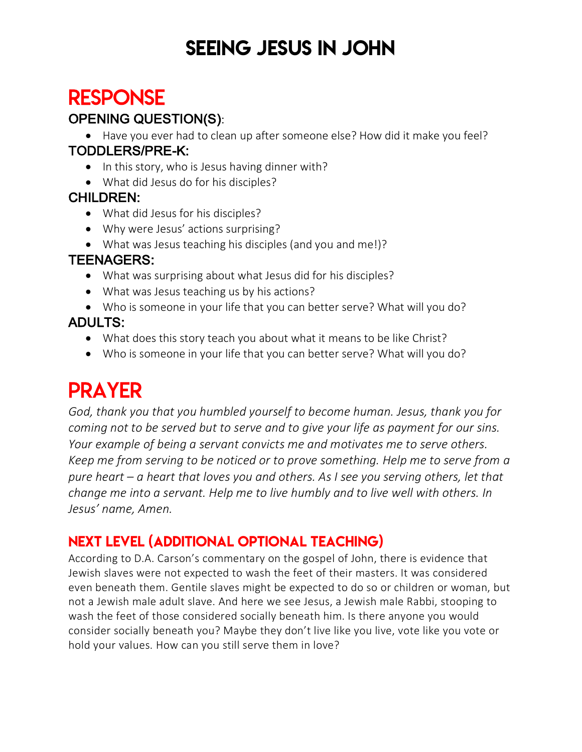# SEEING JESUS IN JOHN

## RESPONSE

### OPENING QUESTION(S):

- Have you ever had to clean up after someone else? How did it make you feel?

### TODDLERS/PRE-K:

- In this story, who is Jesus having dinner with?
- What did Jesus do for his disciples?

### CHILDREN:

- What did Jesus for his disciples?
- Why were Jesus' actions surprising?
- What was Jesus teaching his disciples (and you and me!)?

### TEENAGERS:

- What was surprising about what Jesus did for his disciples?
- What was Jesus teaching us by his actions?
- Who is someone in your life that you can better serve? What will you do?

### ADULTS:

- What does this story teach you about what it means to be like Christ?
- Who is someone in your life that you can better serve? What will you do?

## PRAYER

*God, thank you that you humbled yourself to become human. Jesus, thank you for coming not to be served but to serve and to give your life as payment for our sins. Your example of being a servant convicts me and motivates me to serve others. Keep me from serving to be noticed or to prove something. Help me to serve from a pure heart – a heart that loves you and others. As I see you serving others, let that change me into a servant. Help me to live humbly and to live well with others. In Jesus' name, Amen.*

### NEXT LEVEL (ADDITIONAL OPTIONAL TEACHING)

According to D.A. Carson's commentary on the gospel of John, there is evidence that Jewish slaves were not expected to wash the feet of their masters. It was considered even beneath them. Gentile slaves might be expected to do so or children or woman, but not a Jewish male adult slave. And here we see Jesus, a Jewish male Rabbi, stooping to wash the feet of those considered socially beneath him. Is there anyone you would consider socially beneath you? Maybe they don't live like you live, vote like you vote or hold your values. How can you still serve them in love?